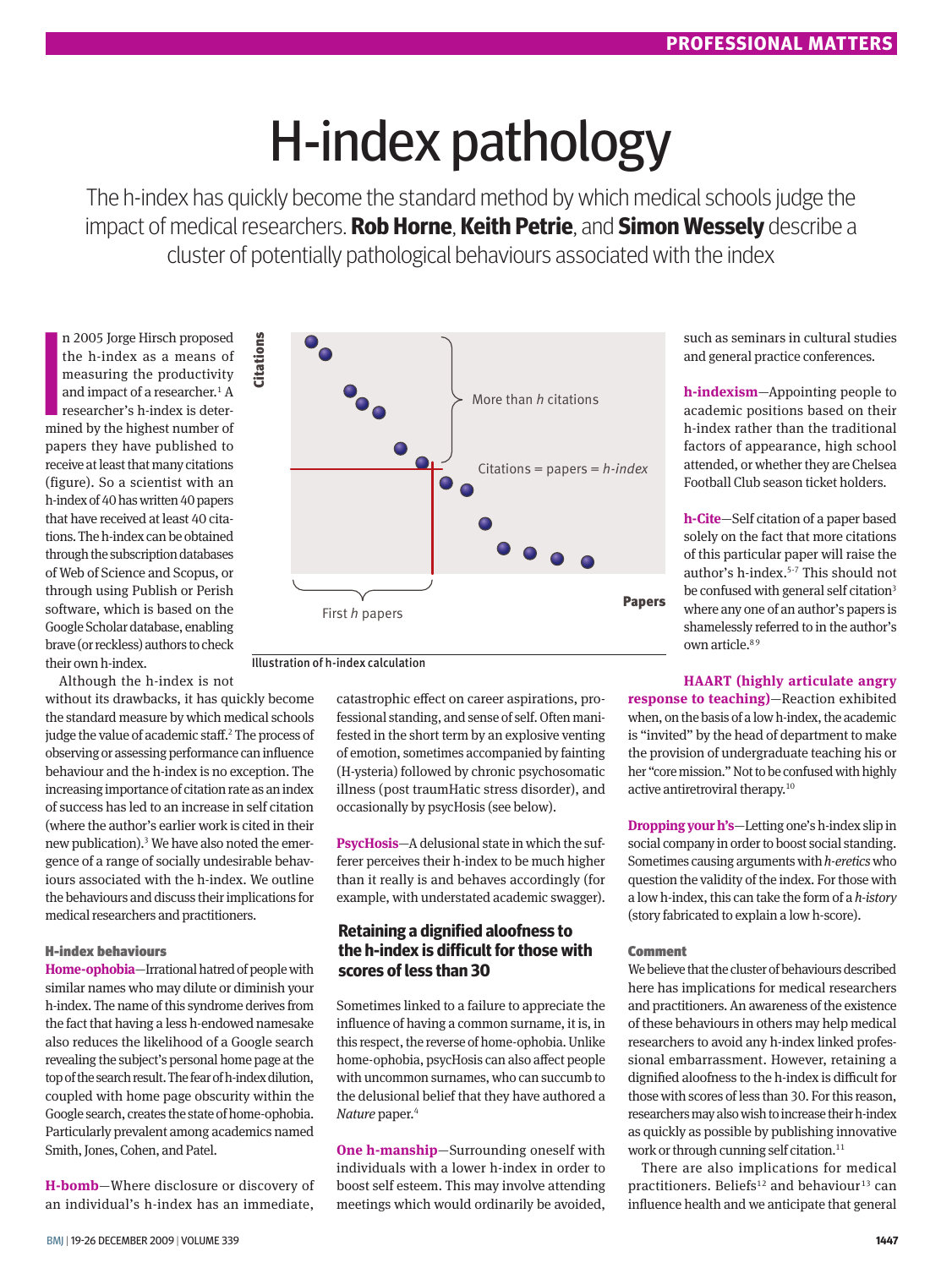# H-index pathology

The h-index has quickly become the standard method by which medical schools judge the impact of medical researchers. **Rob Horne**, **Keith Petrie**, and **Simon Wessely** describe a cluster of potentially pathological behaviours associated with the index

In 2005 Jorge Hirsch proposed the h-index as a means of measuring the productivity and impact of a researcher.[1] A researcher's h-index is determined by the highest number of papers they have published to receive at least that many citations (figure). So a scientist with an h-index of 40 has written 40 papers that have received at least 40 citations. The h-index can be obtained through the subscription databases of Web of Science and Scopus, or through using Publish or Perish software, which is based on the Google Scholar database, enabling brave (or reckless) authors to check their own h-index.

Illustration of h-index calculation

Although the h-index is not without its drawbacks, it has quickly become the standard measure by which medical schools judge the value of academic staff.[2] The process of observing or assessing performance can influence behaviour and the h-index is no exception. The increasing importance of citation rate as an index of success has led to an increase in self citation (where the author's earlier work is cited in their new publication).[3] We have also noted the emergence of a range of socially undesirable behaviours associated with the h-index. We outline the behaviours and discuss their implications for medical researchers and practitioners.

### H-index behaviours

**Home-ophobia**—Irrational hatred of people with similar names who may dilute or diminish your h-index. The name of this syndrome derives from the fact that having a less h-endowed namesake also reduces the likelihood of a Google search revealing the subject's personal home page at the top of the search result. The fear of h-index dilution, coupled with home page obscurity within the Google search, creates the state of home-ophobia. Particularly prevalent among academics named Smith, Jones, Cohen, and Patel.

**H-bomb**—Where disclosure or discovery of an individual's h-index has an immediate, catastrophic effect on career aspirations, professional standing, and sense of self. Often manifested in the short term by an explosive venting of emotion, sometimes accompanied by fainting (H-ysteria) followed by chronic psychosomatic illness (post traumHatic stress disorder), and occasionally by psycHosis (see below).

**PsycHosis**—A delusional state in which the sufferer perceives their h-index to be much higher than it really is and behaves accordingly (for example, with understated academic swagger).

**Retaining a dignified aloofness to the h-index is difficult for those with scores of less than 30**

Sometimes linked to a failure to appreciate the influence of having a common surname, it is, in this respect, the reverse of home-ophobia. Unlike home-ophobia, psycHosis can also affect people with uncommon surnames, who can succumb to the delusional belief that they have authored a *Nature* paper.[4]

**One h-manship**—Surrounding oneself with individuals with a lower h-index in order to boost self esteem. This may involve attending meetings which would ordinarily be avoided, such as seminars in cultural studies and general practice conferences.

**h-indexism**—Appointing people to academic positions based on their h-index rather than the traditional factors of appearance, high school attended, or whether they are Chelsea Football Club season ticket holders.

**h-Cite**—Self citation of a paper based solely on the fact that more citations of this particular paper will raise the author's h-index.[5-7] This should not be confused with general self citation[3] where any one of an author's papers is shamelessly referred to in the author's own article.[8,9]

**HAART (highly articulate angry response to teaching)**—Reaction exhibited when, on the basis of a low h-index, the academic is "invited" by the head of department to make the provision of undergraduate teaching his or her "core mission." Not to be confused with highly active antiretroviral therapy.[10]

**Dropping your h's**—Letting one's h-index slip in social company in order to boost social standing. Sometimes causing arguments with *h-eretics* who question the validity of the index. For those with a low h-index, this can take the form of a *h-istory* (story fabricated to explain a low h-score).

### Comment

We believe that the cluster of behaviours described here has implications for medical researchers and practitioners. An awareness of the existence of these behaviours in others may help medical researchers to avoid any h-index linked professional embarrassment. However, retaining a dignified aloofness to the h-index is difficult for those with scores of less than 30. For this reason, researchers may also wish to increase their h-index as quickly as possible by publishing innovative work or through cunning self citation.[11]

There are also implications for medical practitioners. Beliefs[12] and behaviour[13] can influence health and we anticipate that general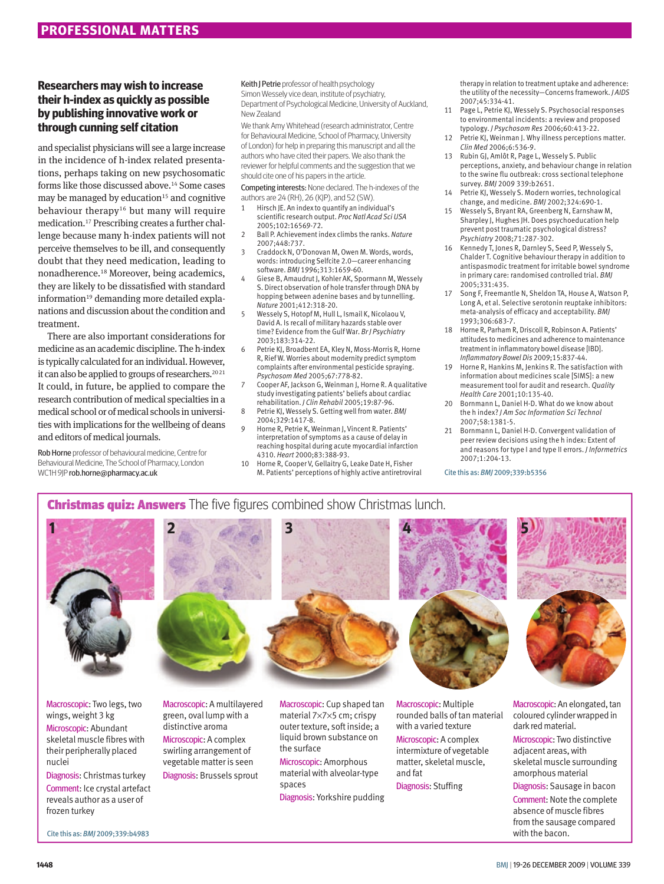## Researchers may wish to increase their h-index as quickly as possible by publishing innovative work or through cunning self citation

and specialist physicians will see a large increase in the incidence of h-index related presentations, perhaps taking on new psychosomatic forms like those discussed above.[14] Some cases may be managed by education[15] and cognitive behaviour therapy[16] but many will require medication.[17] Prescribing creates a further challenge because many h-index patients will not perceive themselves to be ill, and consequently doubt that they need medication, leading to nonadherence.[18] Moreover, being academics, they are likely to be dissatisfied with standard information[19] demanding more detailed explanations and discussion about the condition and treatment.

There are also important considerations for medicine as an academic discipline. The h-index is typically calculated for an individual. However, it can also be applied to groups of researchers.[20 21] It could, in future, be applied to compare the research contribution of medical specialties in a medical school or of medical schools in universities with implications for the wellbeing of deans and editors of medical journals.

**Rob Horne** professor of behavioural medicine, Centre for Behavioural Medicine, The School of Pharmacy, London WC1H 9JP rob.horne@pharmacy.ac.uk

**Keith J Petrie** professor of health psychology

**Simon Wessely** vice dean, institute of psychiatry, Department of Psychological Medicine, University of Auckland, New Zealand

We thank Amy Whitehead (research administrator, Centre for Behavioural Medicine, School of Pharmacy, University of London) for help in preparing this manuscript and all the authors who have cited their papers. We also thank the reviewer for helpful comments and the suggestion that we should cite one of his papers in the article.

**Competing interests:** None declared. The h-indexes of the authors are 24 (RH), 26 (KJP), and 52 (SW).

1. Hirsch JE. An index to quantify an individual's scientific research output. *Proc Natl Acad Sci USA* 2005;102:16569-72.
2. Ball P. Achievement index climbs the ranks. *Nature* 2007;448:737.
3. Craddock N, O'Donovan M, Owen M. Words, words, words: introducing Selfcite 2.0—career enhancing software. *BMJ* 1996;313:1659-60.
4. Giese B, Amaudrut J, Kohler AK, Spormann M, Wessely S. Direct observation of hole transfer through DNA by hopping between adenine bases and by tunnelling. *Nature* 2001;412:318-20.
5. Wessely S, Hotopf M, Hull L, Ismail K, Nicolaou V, David A. Is recall of military hazards stable over time? Evidence from the Gulf War. *Br J Psychiatry* 2003;183:314-22.
6. Petrie KJ, Broadbent EA, Kley N, Moss-Morris R, Horne R, Rief W. Worries about modernity predict symptom complaints after environmental pesticide spraying. *Psychosom Med* 2005;67:778-82.
7. Cooper AF, Jackson G, Weinman J, Horne R. A qualitative study investigating patients' beliefs about cardiac rehabilitation. *J Clin Rehabil* 2005;19:87-96.
8. Petrie KJ, Wessely S. Getting well from water. *BMJ* 2004;329:1417-8.
9. Horne R, Petrie K, Weinman J, Vincent R. Patients' interpretation of symptoms as a cause of delay in reaching hospital during acute myocardial infarction 4310. *Heart* 2000;83:388-93.
10. Horne R, Cooper V, Gellaitry G, Leake Date H, Fisher M. Patients' perceptions of highly active antiretroviral therapy in relation to treatment uptake and adherence: the utility of the necessity—Concerns framework. *J AIDS* 2007;45:334-41.
11. Page L, Petrie KJ, Wessely S. Psychosocial responses to environmental incidents: a review and proposed typology. *J Psychosom Res* 2006;60:413-22.
12. Petrie KJ, Weinman J. Why illness perceptions matter. *Clin Med* 2006;6:536-9.
13. Rubin GJ, Amlôt R, Page L, Wessely S. Public perceptions, anxiety, and behaviour change in relation to the swine flu outbreak: cross sectional telephone survey. *BMJ* 2009 339:b2651.
14. Petrie KJ, Wessely S. Modern worries, technological change, and medicine. *BMJ* 2002;324:690-1.
15. Wessely S, Bryant RA, Greenberg N, Earnshaw M, Sharpley J, Hughes JH. Does psychoeducation help prevent post traumatic psychological distress? *Psychiatry* 2008;71:287-302.
16. Kennedy T, Jones R, Darnley S, Seed P, Wessely S, Chalder T. Cognitive behaviour therapy in addition to antispasmodic treatment for irritable bowel syndrome in primary care: randomised controlled trial. *BMJ* 2005;331:435.
17. Song F, Freemantle N, Sheldon TA, House A, Watson P, Long A, et al. Selective serotonin reuptake inhibitors: meta-analysis of efficacy and acceptability. *BMJ* 1993;306:683-7.
18. Horne R, Parham R, Driscoll R, Robinson A. Patients' attitudes to medicines and adherence to maintenance treatment in inflammatory bowel disease [IBD]. *Inflammatory Bowel Dis* 2009;15:837-44.
19. Horne R, Hankins M, Jenkins R. The satisfaction with information about medicines scale [SIMS]: a new measurement tool for audit and research. *Quality Health Care* 2001;10:135-40.
20. Bornmann L, Daniel H-D. What do we know about the h index? *J Am Soc Information Sci Technol* 2007;58:1381-5.
21. Bornmann L, Daniel H-D. Convergent validation of peer review decisions using the h index: Extent of and reasons for type I and type II errors. *J Informetrics* 2007;1:204-13.

Cite this as: *BMJ* 2009;339:b5356

## Christmas quiz: Answers

The five figures combined show Christmas lunch.

**1**

Macroscopic: Two legs, two wings, weight 3 kg

Microscopic: Abundant skeletal muscle fibres with their peripherally placed nuclei

Diagnosis: Christmas turkey

Comment: Ice crystal artefact reveals author as a user of frozen turkey

**2**

Macroscopic: A multilayered green, oval lump with a distinctive aroma

Microscopic: A complex swirling arrangement of vegetable matter is seen

Diagnosis: Brussels sprout

**3**

Macroscopic: Cup shaped tan material 7×7×5 cm; crispy outer texture, soft inside; a liquid brown substance on the surface

Microscopic: Amorphous material with alveolar-type spaces

Diagnosis: Yorkshire pudding

**4**

Macroscopic: Multiple rounded balls of tan material with a varied texture

Microscopic: A complex intermixture of vegetable matter, skeletal muscle, and fat

Diagnosis: Stuffing

**5**

Macroscopic: An elongated, tan coloured cylinder wrapped in dark red material.

Microscopic: Two distinctive adjacent areas, with skeletal muscle surrounding amorphous material

Diagnosis: Sausage in bacon

Comment: Note the complete absence of muscle fibres from the sausage compared with the bacon.

Cite this as: *BMJ* 2009;339:b4983